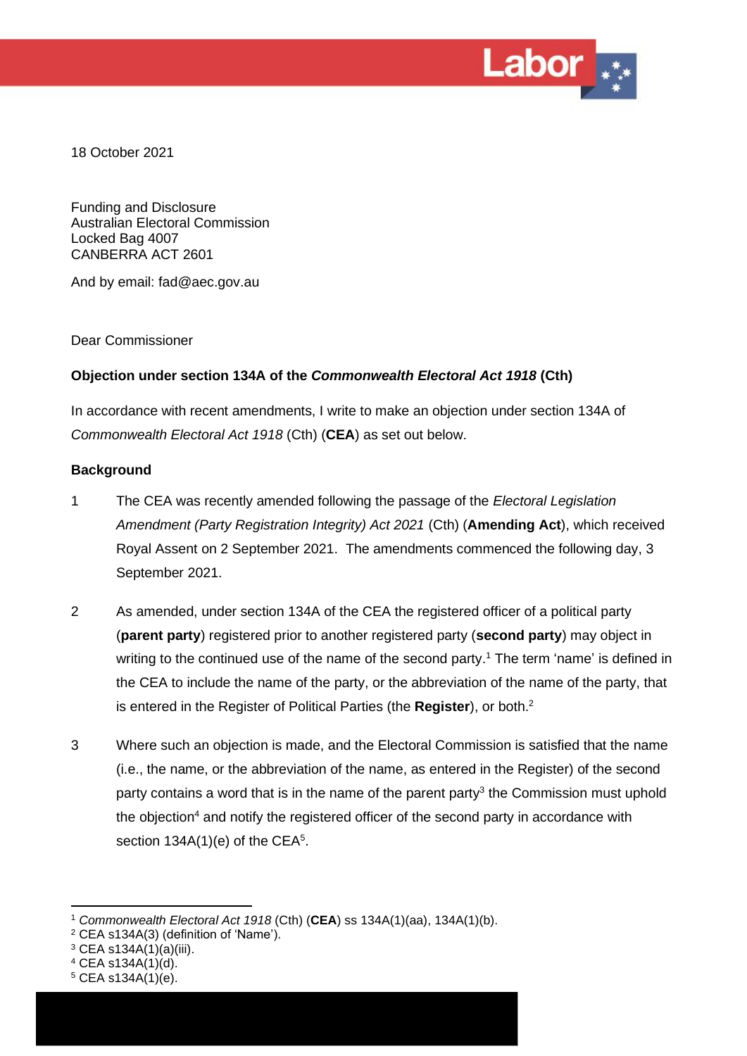18 October 2021

Funding and Disclosure
Australian Electoral Commission
Locked Bag 4007
CANBERRA ACT 2601

And by email: fad@aec.gov.au

Dear Commissioner

**Objection under section 134A of the *Commonwealth Electoral Act 1918* (Cth)**

In accordance with recent amendments, I write to make an objection under section 134A of *Commonwealth Electoral Act 1918* (Cth) (**CEA**) as set out below.

**Background**

1. The CEA was recently amended following the passage of the *Electoral Legislation Amendment (Party Registration Integrity) Act 2021* (Cth) (**Amending Act**), which received Royal Assent on 2 September 2021. The amendments commenced the following day, 3 September 2021.

2. As amended, under section 134A of the CEA the registered officer of a political party (**parent party**) registered prior to another registered party (**second party**) may object in writing to the continued use of the name of the second party.[1] The term 'name' is defined in the CEA to include the name of the party, or the abbreviation of the name of the party, that is entered in the Register of Political Parties (the **Register**), or both.[2]

3. Where such an objection is made, and the Electoral Commission is satisfied that the name (i.e., the name, or the abbreviation of the name, as entered in the Register) of the second party contains a word that is in the name of the parent party[3] the Commission must uphold the objection[4] and notify the registered officer of the second party in accordance with section 134A(1)(e) of the CEA[5].

---

[1] *Commonwealth Electoral Act 1918* (Cth) (**CEA**) ss 134A(1)(aa), 134A(1)(b).
[2] CEA s134A(3) (definition of 'Name').
[3] CEA s134A(1)(a)(iii).
[4] CEA s134A(1)(d).
[5] CEA s134A(1)(e).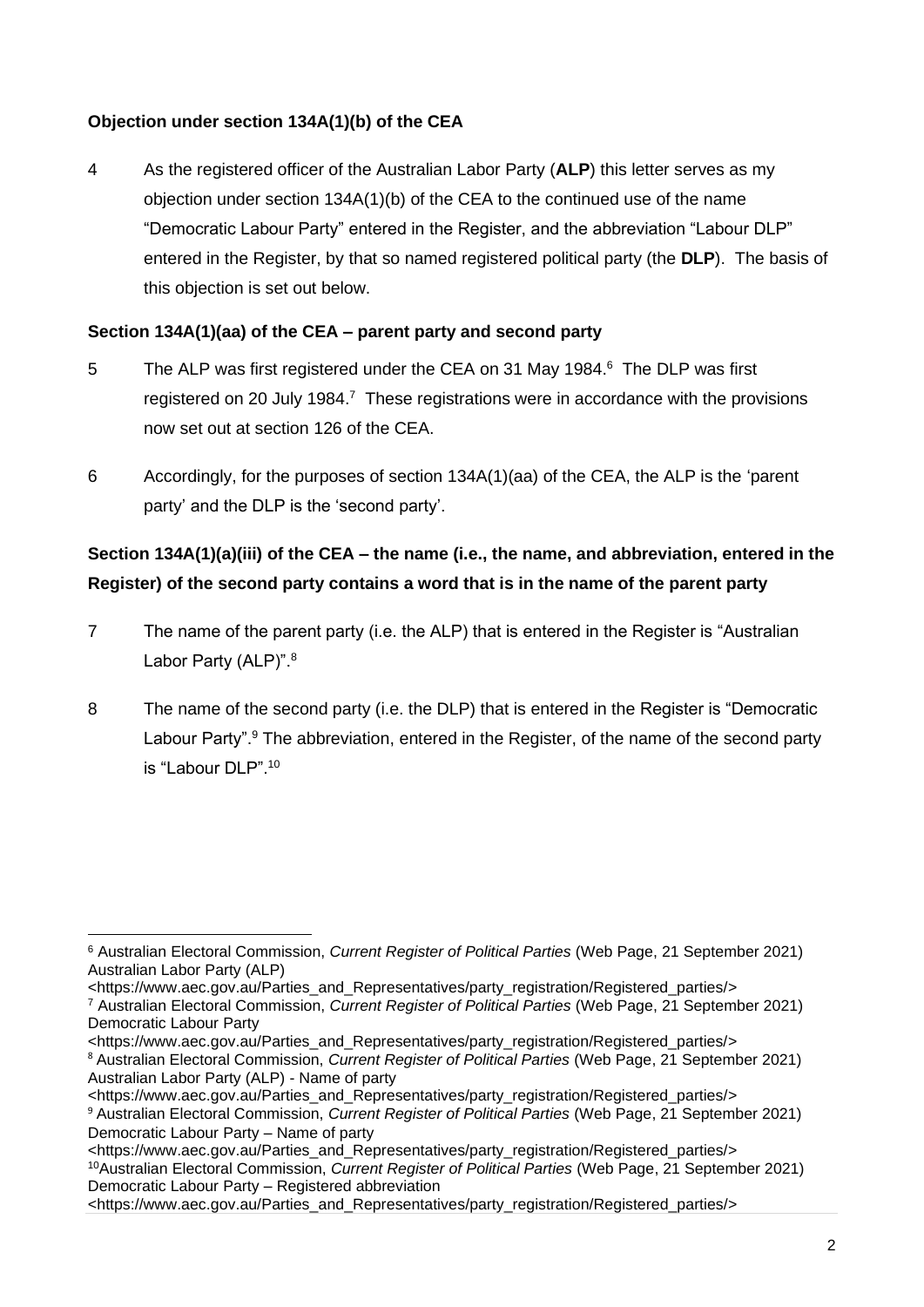**Objection under section 134A(1)(b) of the CEA**

4 As the registered officer of the Australian Labor Party (**ALP**) this letter serves as my objection under section 134A(1)(b) of the CEA to the continued use of the name "Democratic Labour Party" entered in the Register, and the abbreviation "Labour DLP" entered in the Register, by that so named registered political party (the **DLP**). The basis of this objection is set out below.

**Section 134A(1)(aa) of the CEA – parent party and second party**

5 The ALP was first registered under the CEA on 31 May 1984.[6] The DLP was first registered on 20 July 1984.[7] These registrations were in accordance with the provisions now set out at section 126 of the CEA.

6 Accordingly, for the purposes of section 134A(1)(aa) of the CEA, the ALP is the 'parent party' and the DLP is the 'second party'.

**Section 134A(1)(a)(iii) of the CEA – the name (i.e., the name, and abbreviation, entered in the Register) of the second party contains a word that is in the name of the parent party**

7 The name of the parent party (i.e. the ALP) that is entered in the Register is "Australian Labor Party (ALP)".[8]

8 The name of the second party (i.e. the DLP) that is entered in the Register is "Democratic Labour Party".[9] The abbreviation, entered in the Register, of the name of the second party is "Labour DLP".[10]

---

[6] Australian Electoral Commission, *Current Register of Political Parties* (Web Page, 21 September 2021) Australian Labor Party (ALP) <https://www.aec.gov.au/Parties_and_Representatives/party_registration/Registered_parties/>

[7] Australian Electoral Commission, *Current Register of Political Parties* (Web Page, 21 September 2021) Democratic Labour Party <https://www.aec.gov.au/Parties_and_Representatives/party_registration/Registered_parties/>

[8] Australian Electoral Commission, *Current Register of Political Parties* (Web Page, 21 September 2021) Australian Labor Party (ALP) - Name of party <https://www.aec.gov.au/Parties_and_Representatives/party_registration/Registered_parties/>

[9] Australian Electoral Commission, *Current Register of Political Parties* (Web Page, 21 September 2021) Democratic Labour Party – Name of party <https://www.aec.gov.au/Parties_and_Representatives/party_registration/Registered_parties/>

[10] Australian Electoral Commission, *Current Register of Political Parties* (Web Page, 21 September 2021) Democratic Labour Party – Registered abbreviation <https://www.aec.gov.au/Parties_and_Representatives/party_registration/Registered_parties/>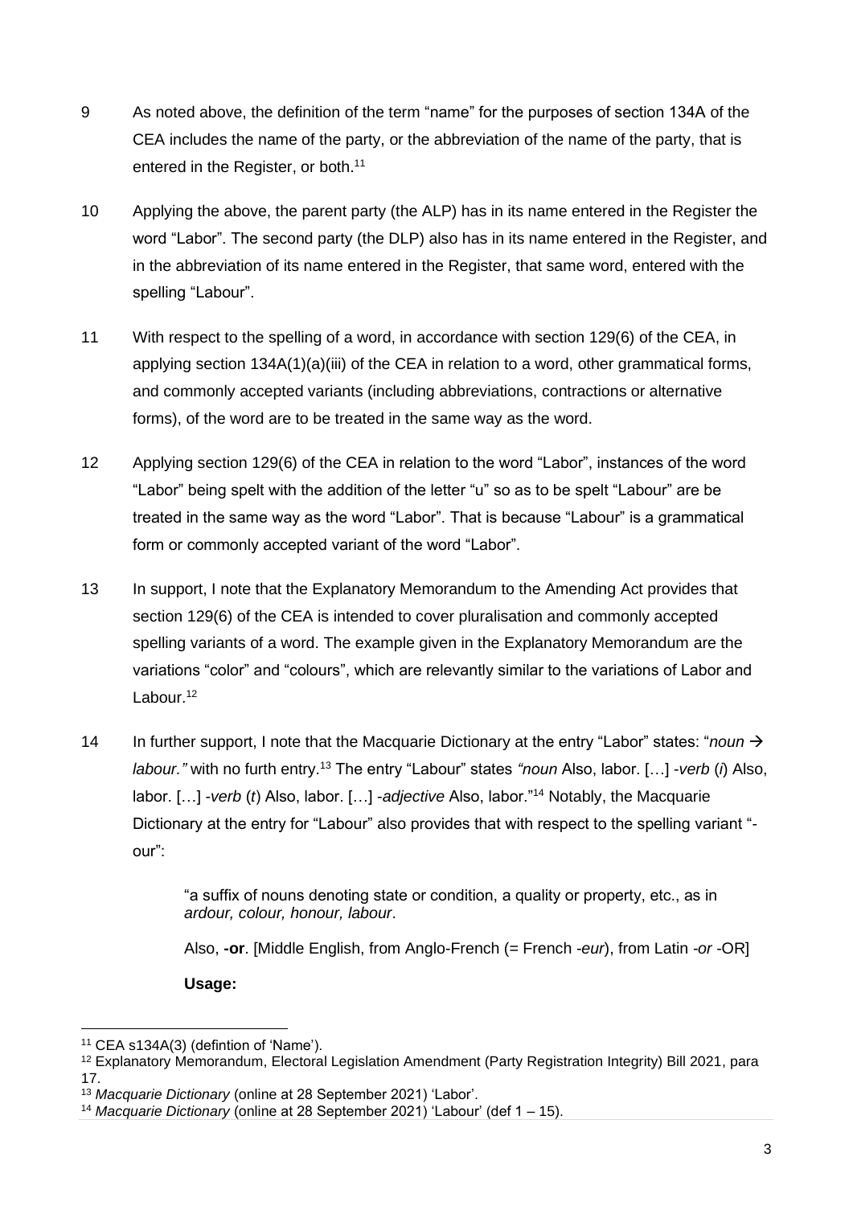9 As noted above, the definition of the term "name" for the purposes of section 134A of the CEA includes the name of the party, or the abbreviation of the name of the party, that is entered in the Register, or both.[11]

10 Applying the above, the parent party (the ALP) has in its name entered in the Register the word "Labor". The second party (the DLP) also has in its name entered in the Register, and in the abbreviation of its name entered in the Register, that same word, entered with the spelling "Labour".

11 With respect to the spelling of a word, in accordance with section 129(6) of the CEA, in applying section 134A(1)(a)(iii) of the CEA in relation to a word, other grammatical forms, and commonly accepted variants (including abbreviations, contractions or alternative forms), of the word are to be treated in the same way as the word.

12 Applying section 129(6) of the CEA in relation to the word "Labor", instances of the word "Labor" being spelt with the addition of the letter "u" so as to be spelt "Labour" are be treated in the same way as the word "Labor". That is because "Labour" is a grammatical form or commonly accepted variant of the word "Labor".

13 In support, I note that the Explanatory Memorandum to the Amending Act provides that section 129(6) of the CEA is intended to cover pluralisation and commonly accepted spelling variants of a word. The example given in the Explanatory Memorandum are the variations "color" and "colours", which are relevantly similar to the variations of Labor and Labour.[12]

14 In further support, I note that the Macquarie Dictionary at the entry "Labor" states: "*noun* → *labour."* with no furth entry.[13] The entry "Labour" states *"noun* Also, labor. […] *-verb* (*i*) Also, labor. […] *-verb* (*t*) Also, labor. […] *-adjective* Also, labor."[14] Notably, the Macquarie Dictionary at the entry for "Labour" also provides that with respect to the spelling variant "-our":

> "a suffix of nouns denoting state or condition, a quality or property, etc., as in *ardour, colour, honour, labour*.
>
> Also, **-or**. [Middle English, from Anglo-French (= French *-eur*), from Latin *-or* -OR]
>
> **Usage:**

---

[11] CEA s134A(3) (defintion of 'Name').

[12] Explanatory Memorandum, Electoral Legislation Amendment (Party Registration Integrity) Bill 2021, para 17.

[13] *Macquarie Dictionary* (online at 28 September 2021) 'Labor'.

[14] *Macquarie Dictionary* (online at 28 September 2021) 'Labour' (def 1 – 15).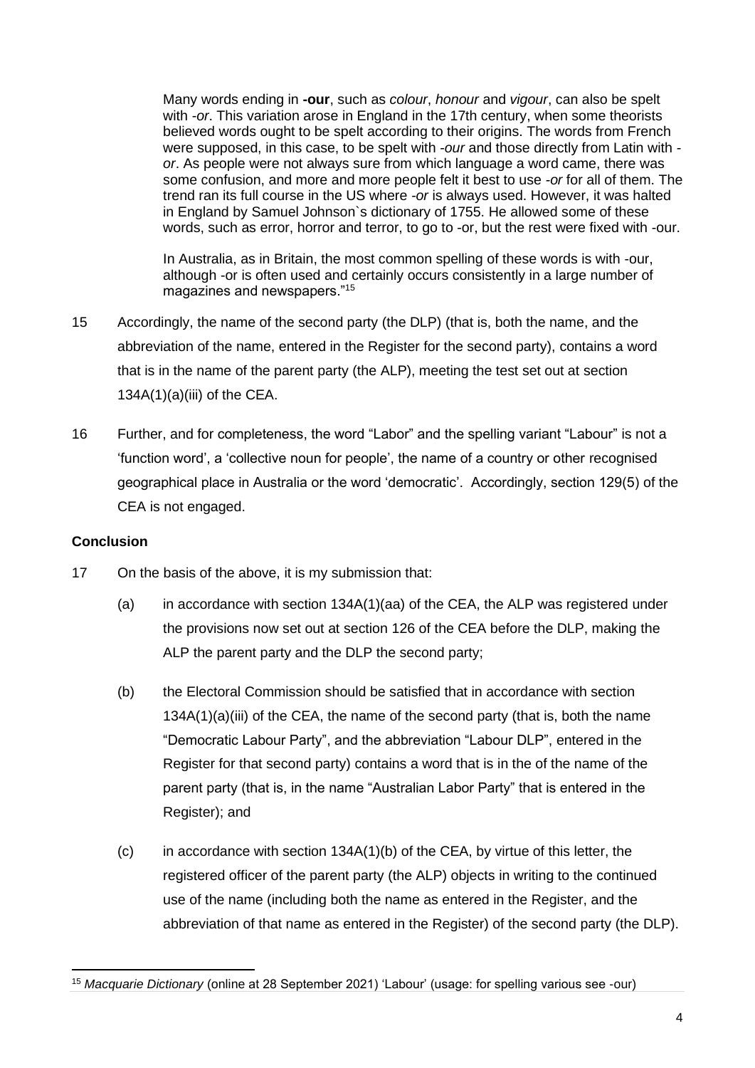> Many words ending in **-our**, such as *colour*, *honour* and *vigour*, can also be spelt with *-or*. This variation arose in England in the 17th century, when some theorists believed words ought to be spelt according to their origins. The words from French were supposed, in this case, to be spelt with *-our* and those directly from Latin with *-or*. As people were not always sure from which language a word came, there was some confusion, and more and more people felt it best to use *-or* for all of them. The trend ran its full course in the US where *-or* is always used. However, it was halted in England by Samuel Johnson`s dictionary of 1755. He allowed some of these words, such as error, horror and terror, to go to -or, but the rest were fixed with -our.
>
> In Australia, as in Britain, the most common spelling of these words is with -our, although -or is often used and certainly occurs consistently in a large number of magazines and newspapers."[15]

15 Accordingly, the name of the second party (the DLP) (that is, both the name, and the abbreviation of the name, entered in the Register for the second party), contains a word that is in the name of the parent party (the ALP), meeting the test set out at section 134A(1)(a)(iii) of the CEA.

16 Further, and for completeness, the word "Labor" and the spelling variant "Labour" is not a 'function word', a 'collective noun for people', the name of a country or other recognised geographical place in Australia or the word 'democratic'. Accordingly, section 129(5) of the CEA is not engaged.

**Conclusion**

17 On the basis of the above, it is my submission that:

(a) in accordance with section 134A(1)(aa) of the CEA, the ALP was registered under the provisions now set out at section 126 of the CEA before the DLP, making the ALP the parent party and the DLP the second party;

(b) the Electoral Commission should be satisfied that in accordance with section 134A(1)(a)(iii) of the CEA, the name of the second party (that is, both the name "Democratic Labour Party", and the abbreviation "Labour DLP", entered in the Register for that second party) contains a word that is in the of the name of the parent party (that is, in the name "Australian Labor Party" that is entered in the Register); and

(c) in accordance with section 134A(1)(b) of the CEA, by virtue of this letter, the registered officer of the parent party (the ALP) objects in writing to the continued use of the name (including both the name as entered in the Register, and the abbreviation of that name as entered in the Register) of the second party (the DLP).

---

[15] *Macquarie Dictionary* (online at 28 September 2021) 'Labour' (usage: for spelling various see -our)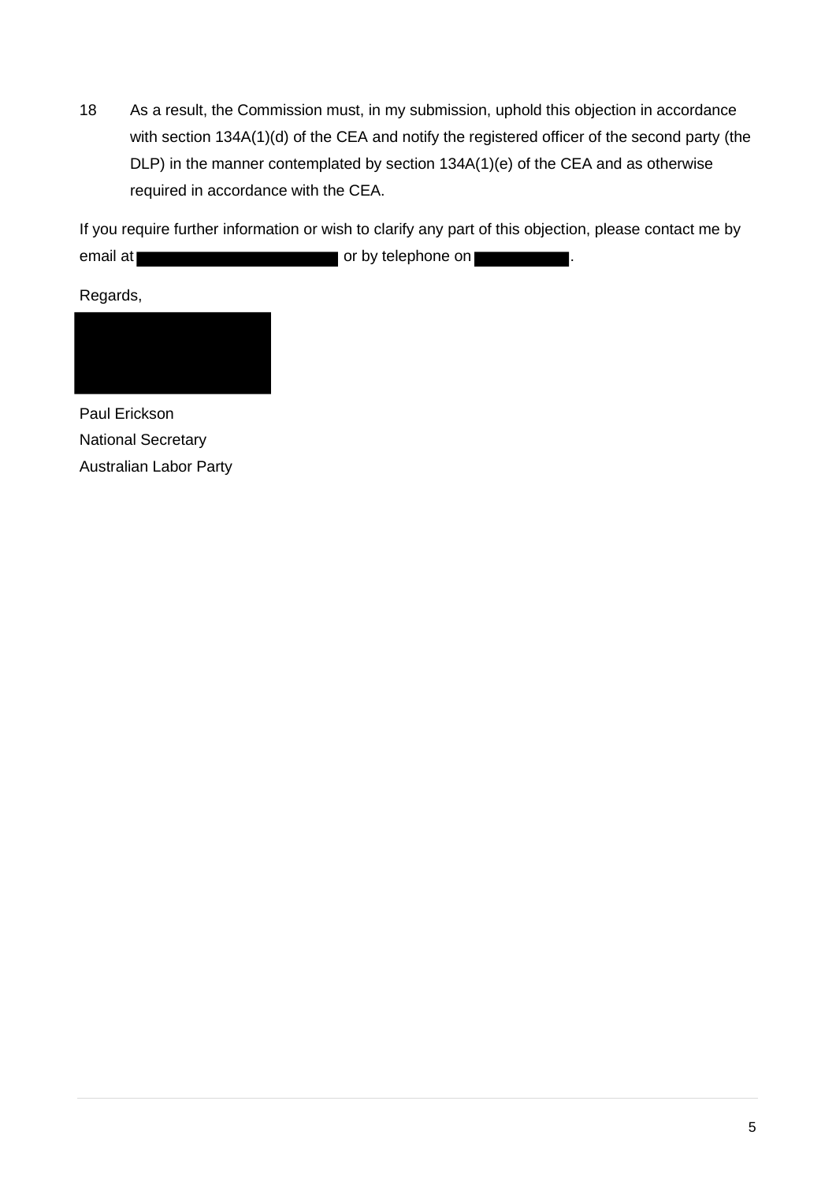18 As a result, the Commission must, in my submission, uphold this objection in accordance with section 134A(1)(d) of the CEA and notify the registered officer of the second party (the DLP) in the manner contemplated by section 134A(1)(e) of the CEA and as otherwise required in accordance with the CEA.

If you require further information or wish to clarify any part of this objection, please contact me by email at [redacted] or by telephone on [redacted].

Regards,

[redacted]

Paul Erickson
National Secretary
Australian Labor Party